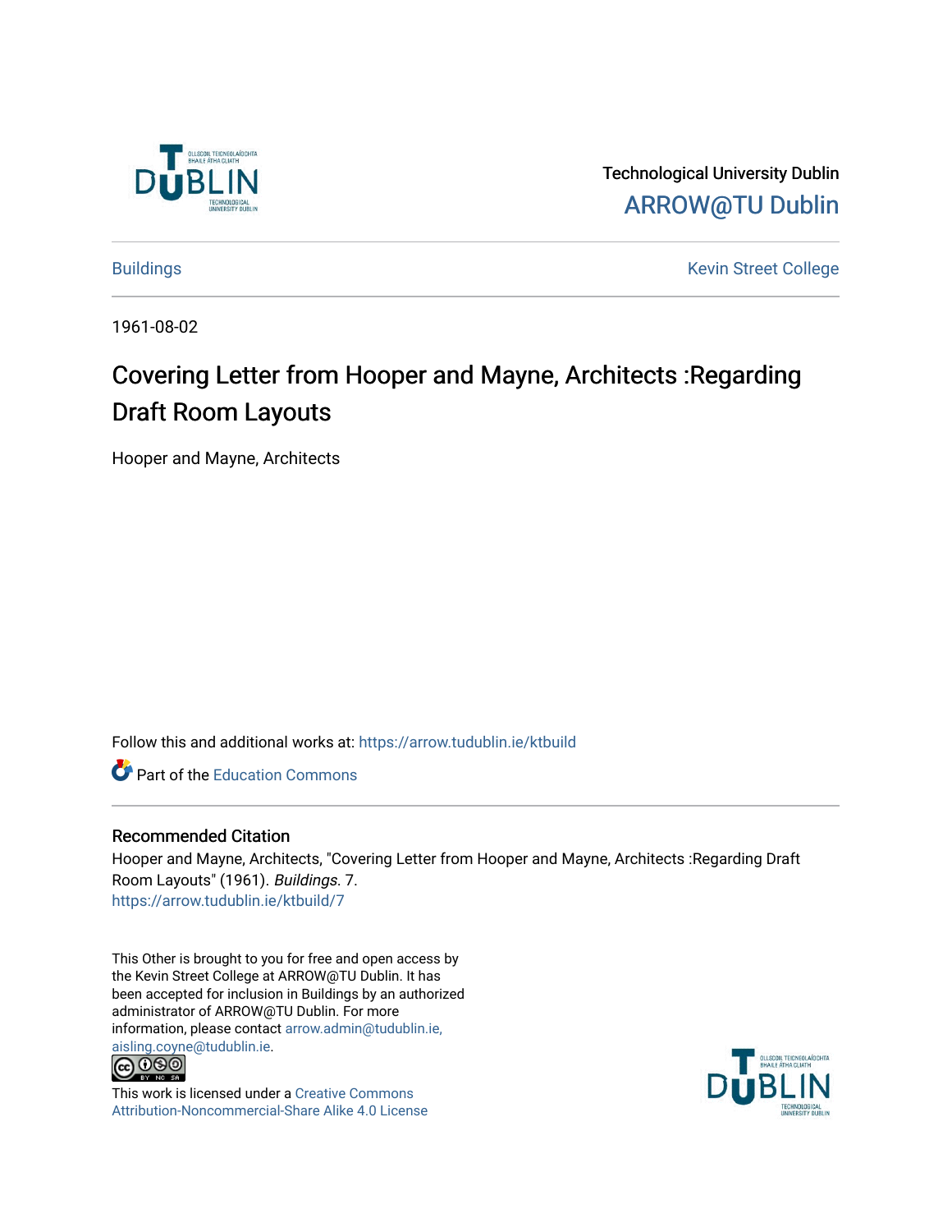Technological University Dublin

ARROW@TU Dublin

Buildings | Kevin Street College

1961-08-02

# Covering Letter from Hooper and Mayne, Architects :Regarding Draft Room Layouts

Hooper and Mayne, Architects

Follow this and additional works at: https://arrow.tudublin.ie/ktbuild

Part of the Education Commons

## Recommended Citation

Hooper and Mayne, Architects, "Covering Letter from Hooper and Mayne, Architects :Regarding Draft Room Layouts" (1961). *Buildings*. 7.
https://arrow.tudublin.ie/ktbuild/7

This Other is brought to you for free and open access by the Kevin Street College at ARROW@TU Dublin. It has been accepted for inclusion in Buildings by an authorized administrator of ARROW@TU Dublin. For more information, please contact arrow.admin@tudublin.ie, aisling.coyne@tudublin.ie.

This work is licensed under a Creative Commons Attribution-Noncommercial-Share Alike 4.0 License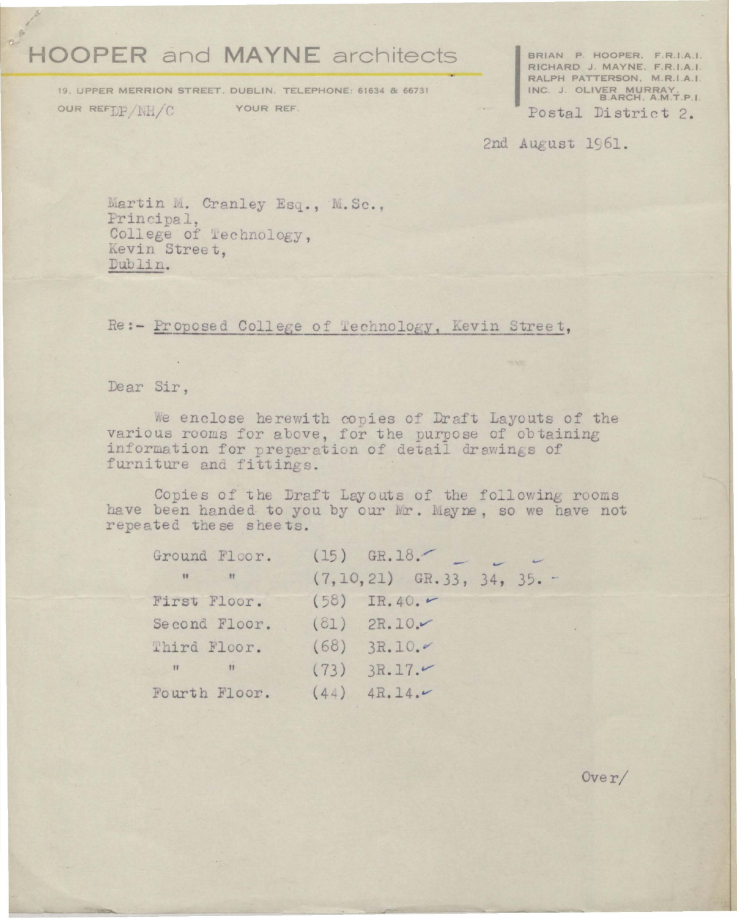# HOOPER and MAYNE architects

19, UPPER MERRION STREET, DUBLIN. TELEPHONE: 61634 & 66731

BRIAN P. HOOPER, F.R.I.A.I.
RICHARD J. MAYNE, F.R.I.A.I.
RALPH PATTERSON, M.R.I.A.I.
INC. J. OLIVER MURRAY, B.ARCH. A.M.T.P.I.

OUR REF. DP/MH/C YOUR REF.

Postal District 2.

2nd August 1961.

Martin M. Cranley Esq., M.Sc.,
Principal,
College of Technology,
Kevin Street,
Dublin.

Re:- Proposed College of Technology, Kevin Street,

Dear Sir,

We enclose herewith copies of Draft Layouts of the various rooms for above, for the purpose of obtaining information for preparation of detail drawings of furniture and fittings.

Copies of the Draft Layouts of the following rooms have been handed to you by our Mr. Mayne, so we have not repeated these sheets.

| | |
|---|---|
| Ground Floor. | (15) GR.18. |
| " " | (7,10,21) GR.33, 34, 35. |
| First Floor. | (58) IR.40. |
| Second Floor. | (81) 2R.10. |
| Third Floor. | (68) 3R.10. |
| " " | (73) 3R.17. |
| Fourth Floor. | (44) 4R.14. |

Over/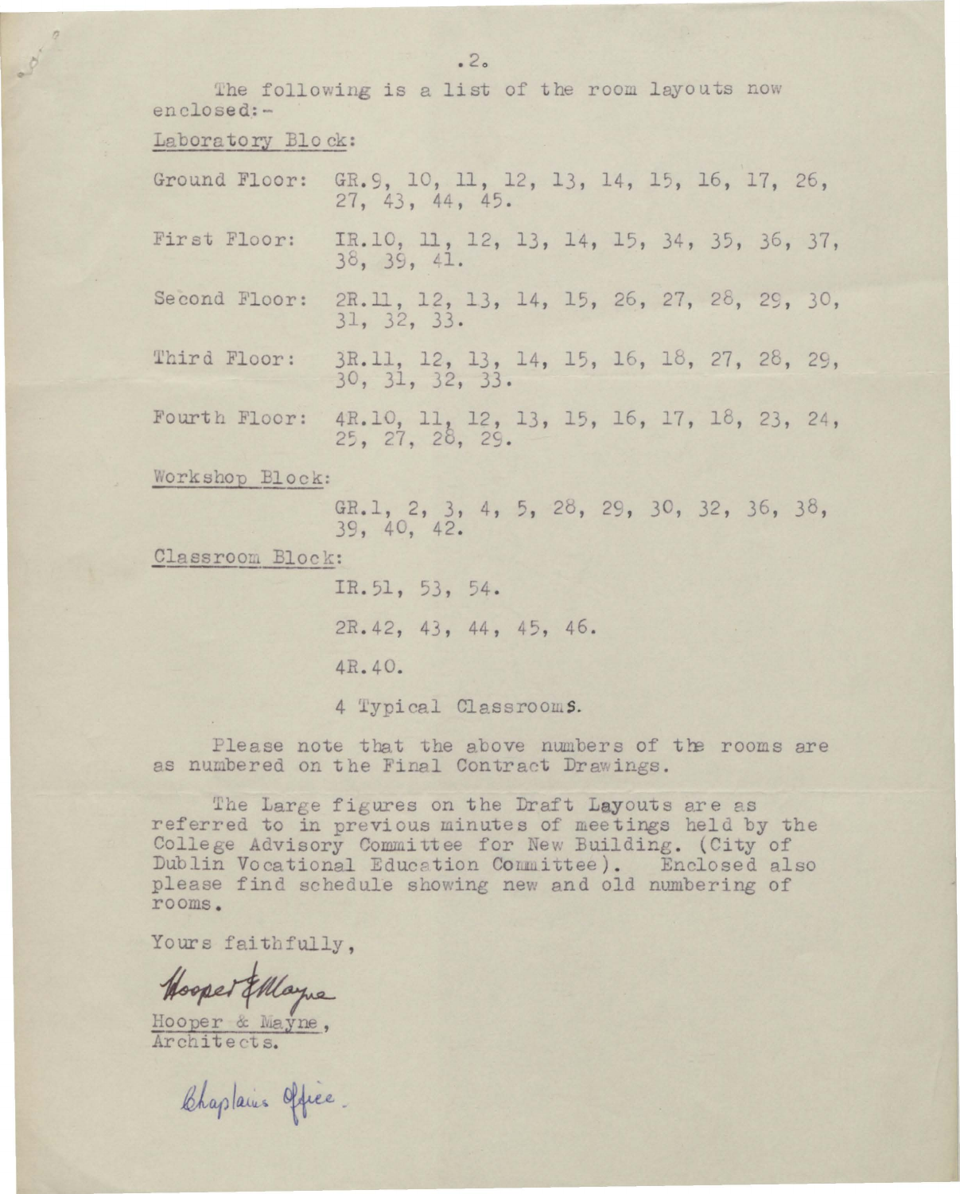The following is a list of the room layouts now enclosed:-

<u>Laboratory Block:</u>

Ground Floor: GR.9, 10, 11, 12, 13, 14, 15, 16, 17, 26, 27, 43, 44, 45.

First Floor: IR.10, 11, 12, 13, 14, 15, 34, 35, 36, 37, 38, 39, 41.

Second Floor: 2R.11, 12, 13, 14, 15, 26, 27, 28, 29, 30, 31, 32, 33.

Third Floor: 3R.11, 12, 13, 14, 15, 16, 18, 27, 28, 29, 30, 31, 32, 33.

Fourth Floor: 4R.10, 11, 12, 13, 15, 16, 17, 18, 23, 24, 25, 27, 28, 29.

<u>Workshop Block:</u>

GR.1, 2, 3, 4, 5, 28, 29, 30, 32, 36, 38, 39, 40, 42.

<u>Classroom Block:</u>

IR.51, 53, 54.

2R.42, 43, 44, 45, 46.

4R.40.

4 Typical Classrooms.

Please note that the above numbers of the rooms are as numbered on the Final Contract Drawings.

The Large figures on the Draft Layouts are as referred to in previous minutes of meetings held by the College Advisory Committee for New Building. (City of Dublin Vocational Education Committee). Enclosed also please find schedule showing new and old numbering of rooms.

Yours faithfully,

Hooper & Mayne

Hooper & Mayne,
Architects.

Chaplain's Office.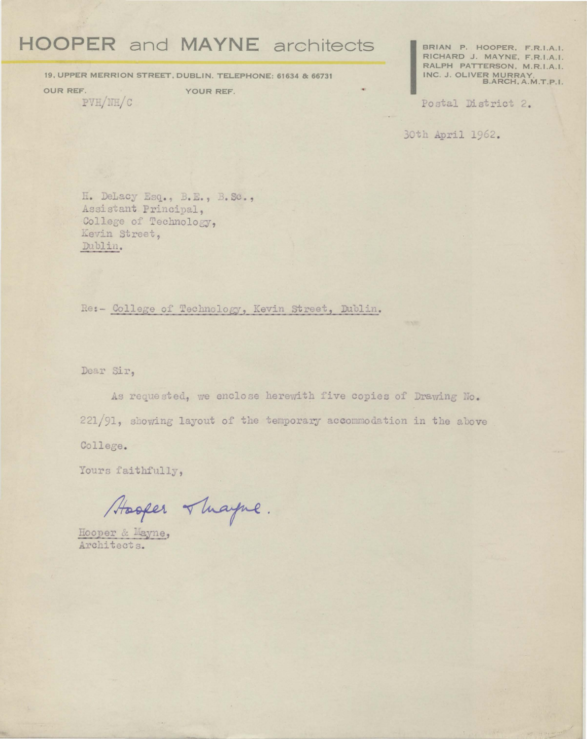# HOOPER and MAYNE architects

**19, UPPER MERRION STREET, DUBLIN. TELEPHONE: 61634 & 66731**

BRIAN P. HOOPER, F.R.I.A.I.
RICHARD J. MAYNE, F.R.I.A.I.
RALPH PATTERSON, M.R.I.A.I.
INC. J. OLIVER MURRAY, B.ARCH, A.M.T.P.I.

OUR REF. PVH/NH/C YOUR REF.

Postal District 2.

30th April 1962.

H. DeLacy Esq., B.E., B.Sc.,
Assistant Principal,
College of Technology,
Kevin Street,
Dublin.

Re:- College of Technology, Kevin Street, Dublin.

Dear Sir,

As requested, we enclose herewith five copies of Drawing No. 221/91, showing layout of the temporary accommodation in the above College.

Yours faithfully,

Hooper & Mayne.

Hooper & Mayne,
Architects.